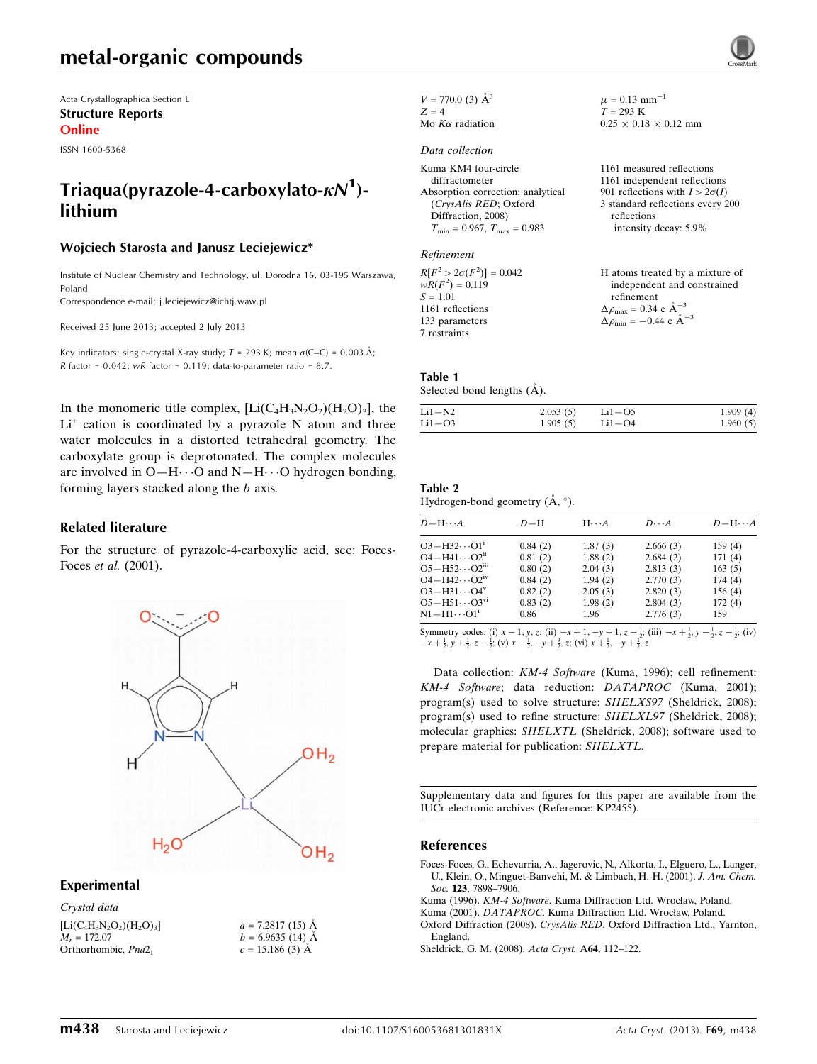# metal-organic compounds

Acta Crystallographica Section E

**Structure Reports**

**Online**

ISSN 1600-5368

## Triaqua(pyrazole-4-carboxylato-$\kappa N^1$)-lithium

**Wojciech Starosta and Janusz Leciejewicz***

Institute of Nuclear Chemistry and Technology, ul. Dorodna 16, 03-195 Warszawa, Poland

Correspondence e-mail: j.leciejewicz@ichtj.waw.pl

Received 25 June 2013; accepted 2 July 2013

Key indicators: single-crystal X-ray study; $T$ = 293 K; mean $\sigma$(C–C) = 0.003 Å; $R$ factor = 0.042; $wR$ factor = 0.119; data-to-parameter ratio = 8.7.

In the monomeric title complex, $[Li(C_4H_3N_2O_2)(H_2O)_3]$, the $Li^+$ cation is coordinated by a pyrazole N atom and three water molecules in a distorted tetrahedral geometry. The carboxylate group is deprotonated. The complex molecules are involved in O—H···O and N—H···O hydrogen bonding, forming layers stacked along the $b$ axis.

### Related literature

For the structure of pyrazole-4-carboxylic acid, see: Foces-Foces *et al.* (2001).

### Experimental

*Crystal data*

$[Li(C_4H_3N_2O_2)(H_2O)_3]$

$M_r$ = 172.07

Orthorhombic, $Pna2_1$

$a$ = 7.2817 (15) Å

$b$ = 6.9635 (14) Å

$c$ = 15.186 (3) Å

$V$ = 770.0 (3) Å$^3$

$Z$ = 4

Mo $K\alpha$ radiation

$\mu$ = 0.13 mm$^{-1}$

$T$ = 293 K

0.25 × 0.18 × 0.12 mm

*Data collection*

Kuma KM4 four-circle diffractometer

Absorption correction: analytical (*CrysAlis RED*; Oxford Diffraction, 2008)

$T_{min}$ = 0.967, $T_{max}$ = 0.983

1161 measured reflections

1161 independent reflections

901 reflections with $I > 2\sigma(I)$

3 standard reflections every 200 reflections

intensity decay: 5.9%

*Refinement*

$R[F^2 > 2\sigma(F^2)]$ = 0.042

$wR(F^2)$ = 0.119

$S$ = 1.01

1161 reflections

133 parameters

7 restraints

H atoms treated by a mixture of independent and constrained refinement

$\Delta\rho_{max}$ = 0.34 e Å$^{-3}$

$\Delta\rho_{min}$ = −0.44 e Å$^{-3}$

**Table 1**

Selected bond lengths (Å).

| | | | |
|---|---|---|---|
| Li1—N2 | 2.053 (5) | Li1—O5 | 1.909 (4) |
| Li1—O3 | 1.905 (5) | Li1—O4 | 1.960 (5) |

**Table 2**

Hydrogen-bond geometry (Å, °).

| $D$—H···$A$ | $D$—H | H···$A$ | $D$···$A$ | $D$—H···$A$ |
|---|---|---|---|---|
| O3—H32···O1[i] | 0.84 (2) | 1.87 (3) | 2.666 (3) | 159 (4) |
| O4—H41···O2[ii] | 0.81 (2) | 1.88 (2) | 2.684 (2) | 171 (4) |
| O5—H52···O2[iii] | 0.80 (2) | 2.04 (3) | 2.813 (3) | 163 (5) |
| O4—H42···O2[iv] | 0.84 (2) | 1.94 (2) | 2.770 (3) | 174 (4) |
| O3—H31···O4[v] | 0.82 (2) | 2.05 (3) | 2.820 (3) | 156 (4) |
| O5—H51···O3[vi] | 0.83 (2) | 1.98 (2) | 2.804 (3) | 172 (4) |
| N1—H1···O1[i] | 0.86 | 1.96 | 2.776 (3) | 159 |

Symmetry codes: (i) $x-1, y, z$; (ii) $-x+1, -y+1, z-\frac{1}{2}$; (iii) $-x+\frac{1}{2}, y-\frac{1}{2}, z-\frac{1}{2}$; (iv) $-x+\frac{1}{2}, y+\frac{1}{2}, z-\frac{1}{2}$; (v) $x-\frac{1}{2}, -y+\frac{3}{2}, z$; (vi) $x+\frac{1}{2}, -y+\frac{1}{2}, z$.

Data collection: *KM-4 Software* (Kuma, 1996); cell refinement: *KM-4 Software*; data reduction: *DATAPROC* (Kuma, 2001); program(s) used to solve structure: *SHELXS97* (Sheldrick, 2008); program(s) used to refine structure: *SHELXL97* (Sheldrick, 2008); molecular graphics: *SHELXTL* (Sheldrick, 2008); software used to prepare material for publication: *SHELXTL*.

Supplementary data and figures for this paper are available from the IUCr electronic archives (Reference: KP2455).

### References

Foces-Foces, G., Echevarria, A., Jagerovic, N., Alkorta, I., Elguero, L., Langer, U., Klein, O., Minguet-Banvehi, M. & Limbach, H.-H. (2001). *J. Am. Chem. Soc.* **123**, 7898–7906.

Kuma (1996). *KM-4 Software*. Kuma Diffraction Ltd. Wrocław, Poland.

Kuma (2001). *DATAPROC*. Kuma Diffraction Ltd. Wrocław, Poland.

Oxford Diffraction (2008). *CrysAlis RED*. Oxford Diffraction Ltd., Yarnton, England.

Sheldrick, G. M. (2008). *Acta Cryst.* A**64**, 112–122.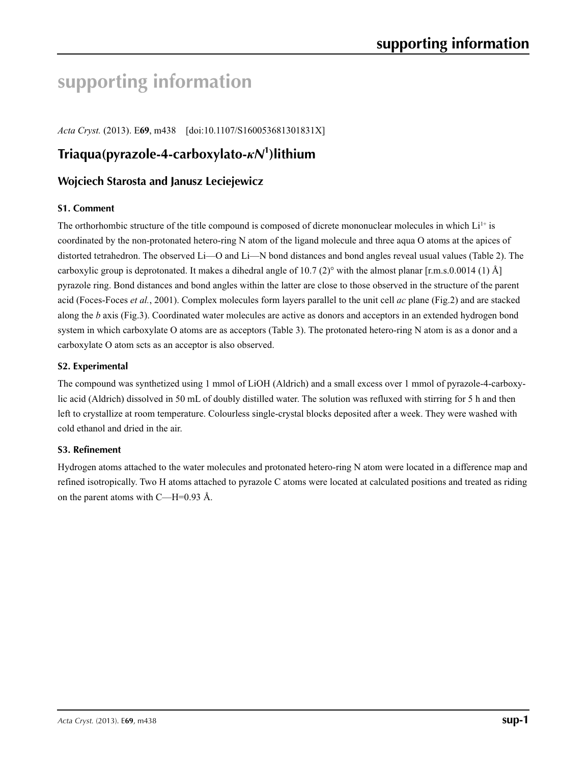# supporting information

*Acta Cryst.* (2013). E**69**, m438 [doi:10.1107/S160053681301831X]

## Triaqua(pyrazole-4-carboxylato-κ$N^1$)lithium

### Wojciech Starosta and Janusz Leciejewicz

#### S1. Comment

The orthorhombic structure of the title compound is composed of dicrete mononuclear molecules in which $Li^{1+}$ is coordinated by the non-protonated hetero-ring N atom of the ligand molecule and three aqua O atoms at the apices of distorted tetrahedron. The observed Li—O and Li—N bond distances and bond angles reveal usual values (Table 2). The carboxylic group is deprotonated. It makes a dihedral angle of 10.7 (2)° with the almost planar [r.m.s.0.0014 (1) Å] pyrazole ring. Bond distances and bond angles within the latter are close to those observed in the structure of the parent acid (Foces-Foces *et al.*, 2001). Complex molecules form layers parallel to the unit cell *ac* plane (Fig.2) and are stacked along the *b* axis (Fig.3). Coordinated water molecules are active as donors and acceptors in an extended hydrogen bond system in which carboxylate O atoms are as acceptors (Table 3). The protonated hetero-ring N atom is as a donor and a carboxylate O atom scts as an acceptor is also observed.

#### S2. Experimental

The compound was synthetized using 1 mmol of LiOH (Aldrich) and a small excess over 1 mmol of pyrazole-4-carboxylic acid (Aldrich) dissolved in 50 mL of doubly distilled water. The solution was refluxed with stirring for 5 h and then left to crystallize at room temperature. Colourless single-crystal blocks deposited after a week. They were washed with cold ethanol and dried in the air.

#### S3. Refinement

Hydrogen atoms attached to the water molecules and protonated hetero-ring N atom were located in a difference map and refined isotropically. Two H atoms attached to pyrazole C atoms were located at calculated positions and treated as riding on the parent atoms with C—H=0.93 Å.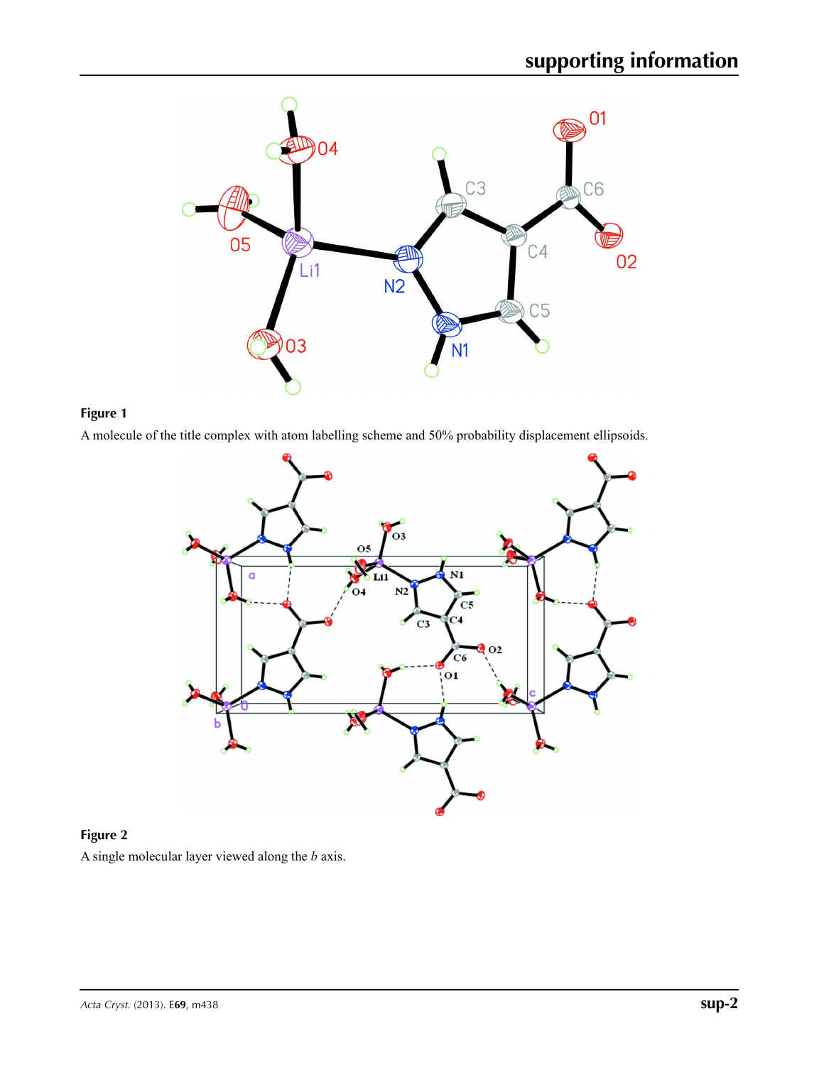**Figure 1**

A molecule of the title complex with atom labelling scheme and 50% probability displacement ellipsoids.

**Figure 2**

A single molecular layer viewed along the *b* axis.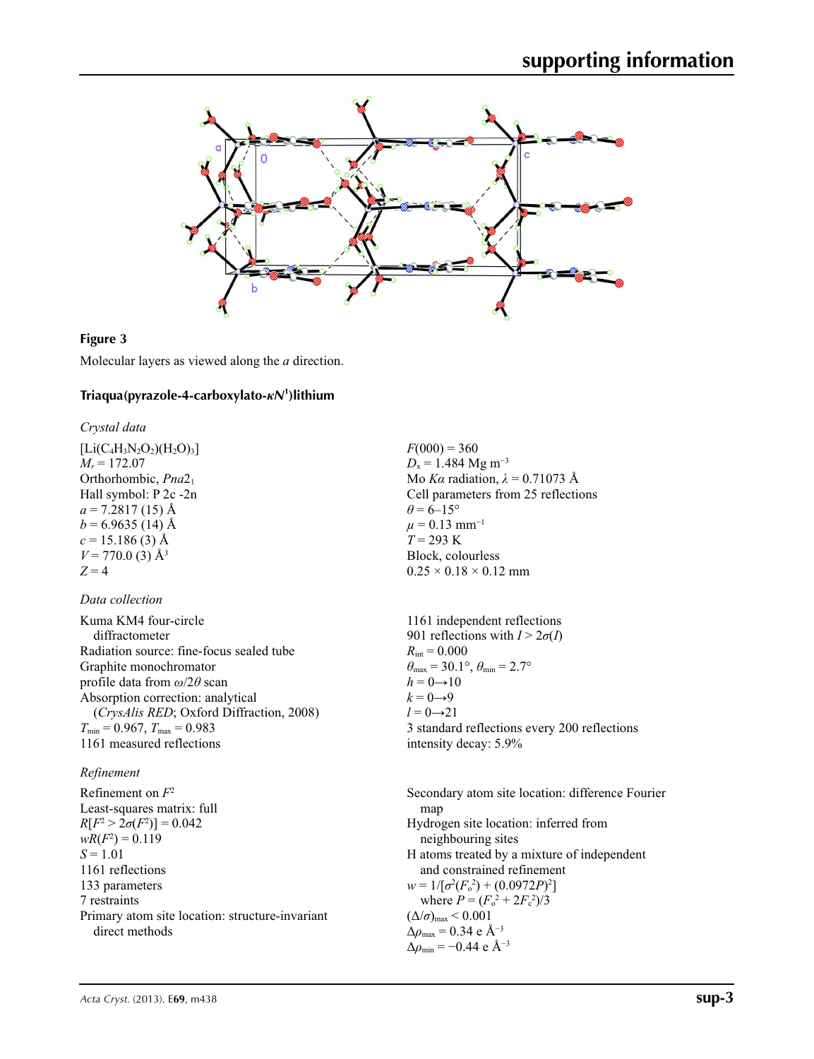**Figure 3**

Molecular layers as viewed along the *a* direction.

## Triaqua(pyrazole-4-carboxylato-$\kappa N^1$)lithium

### *Crystal data*

$[Li(C_4H_3N_2O_2)(H_2O)_3]$
$M_r = 172.07$
Orthorhombic, $Pna2_1$
Hall symbol: P 2c -2n
$a = 7.2817$ (15) Å
$b = 6.9635$ (14) Å
$c = 15.186$ (3) Å
$V = 770.0$ (3) Å$^3$
$Z = 4$

$F(000) = 360$
$D_x = 1.484$ Mg m$^{-3}$
Mo $K\alpha$ radiation, $\lambda = 0.71073$ Å
Cell parameters from 25 reflections
$\theta = 6$–15°
$\mu = 0.13$ mm$^{-1}$
$T = 293$ K
Block, colourless
0.25 × 0.18 × 0.12 mm

### *Data collection*

Kuma KM4 four-circle diffractometer
Radiation source: fine-focus sealed tube
Graphite monochromator
profile data from $\omega/2\theta$ scan
Absorption correction: analytical (*CrysAlis RED*; Oxford Diffraction, 2008)
$T_{min} = 0.967$, $T_{max} = 0.983$
1161 measured reflections

1161 independent reflections
901 reflections with $I > 2\sigma(I)$
$R_{int} = 0.000$
$\theta_{max} = 30.1°$, $\theta_{min} = 2.7°$
$h = 0 \rightarrow 10$
$k = 0 \rightarrow 9$
$l = 0 \rightarrow 21$
3 standard reflections every 200 reflections
intensity decay: 5.9%

### *Refinement*

Refinement on $F^2$
Least-squares matrix: full
$R[F^2 > 2\sigma(F^2)] = 0.042$
$wR(F^2) = 0.119$
$S = 1.01$
1161 reflections
133 parameters
7 restraints
Primary atom site location: structure-invariant direct methods

Secondary atom site location: difference Fourier map
Hydrogen site location: inferred from neighbouring sites
H atoms treated by a mixture of independent and constrained refinement
$w = 1/[\sigma^2(F_o^2) + (0.0972P)^2]$
where $P = (F_o^2 + 2F_c^2)/3$
$(\Delta/\sigma)_{max} < 0.001$
$\Delta\rho_{max} = 0.34$ e Å$^{-3}$
$\Delta\rho_{min} = -0.44$ e Å$^{-3}$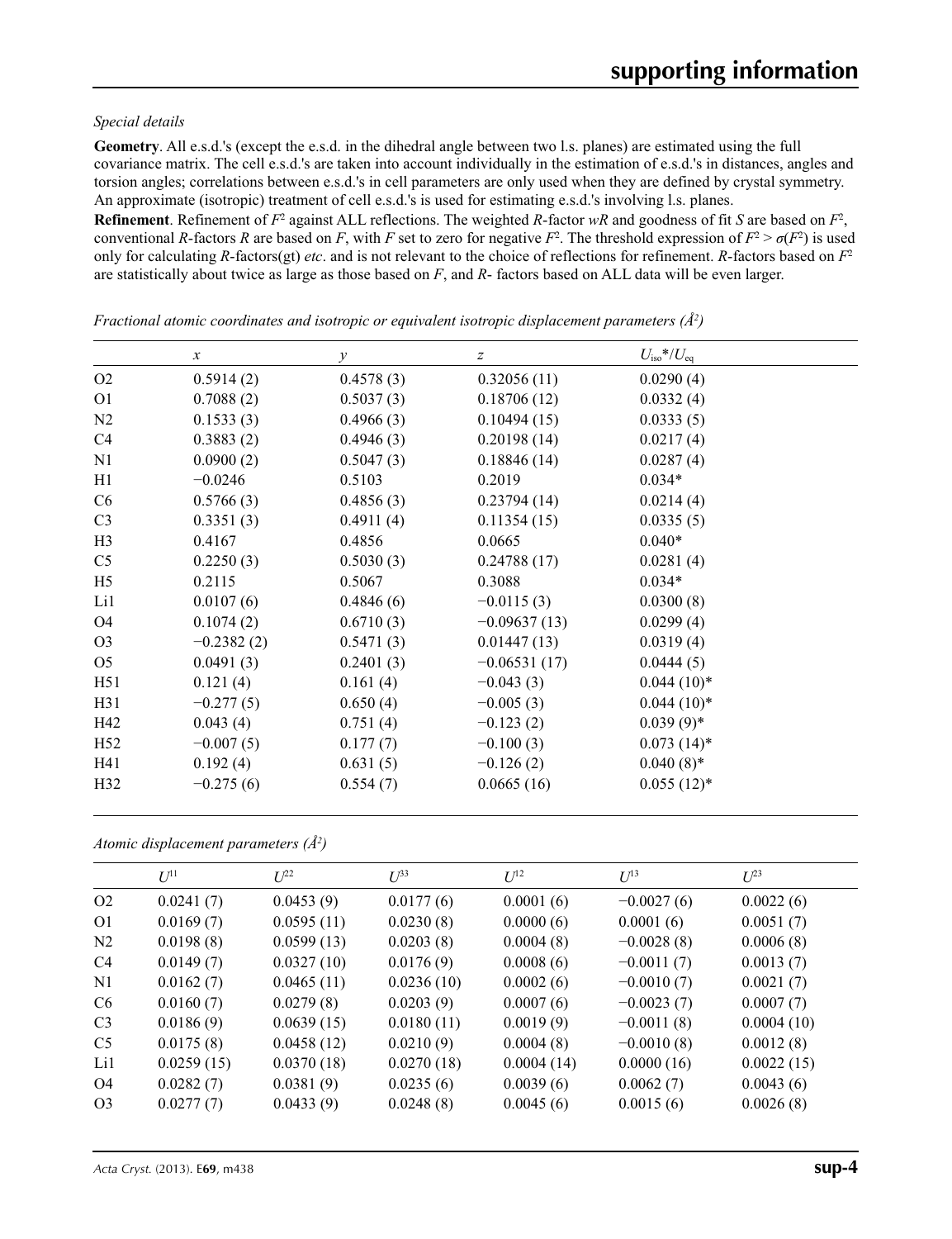*Special details*

**Geometry**. All e.s.d.'s (except the e.s.d. in the dihedral angle between two l.s. planes) are estimated using the full covariance matrix. The cell e.s.d.'s are taken into account individually in the estimation of e.s.d.'s in distances, angles and torsion angles; correlations between e.s.d.'s in cell parameters are only used when they are defined by crystal symmetry. An approximate (isotropic) treatment of cell e.s.d.'s is used for estimating e.s.d.'s involving l.s. planes.

**Refinement**. Refinement of $F^2$ against ALL reflections. The weighted $R$-factor $wR$ and goodness of fit $S$ are based on $F^2$, conventional $R$-factors $R$ are based on $F$, with $F$ set to zero for negative $F^2$. The threshold expression of $F^2 > \sigma(F^2)$ is used only for calculating $R$-factors(gt) *etc*. and is not relevant to the choice of reflections for refinement. $R$-factors based on $F^2$ are statistically about twice as large as those based on $F$, and $R$- factors based on ALL data will be even larger.

*Fractional atomic coordinates and isotropic or equivalent isotropic displacement parameters (Å²)*

| | $x$ | $y$ | $z$ | $U_{iso}$*/$U_{eq}$ |
|---|---|---|---|---|
| O2 | 0.5914 (2) | 0.4578 (3) | 0.32056 (11) | 0.0290 (4) |
| O1 | 0.7088 (2) | 0.5037 (3) | 0.18706 (12) | 0.0332 (4) |
| N2 | 0.1533 (3) | 0.4966 (3) | 0.10494 (15) | 0.0333 (5) |
| C4 | 0.3883 (2) | 0.4946 (3) | 0.20198 (14) | 0.0217 (4) |
| N1 | 0.0900 (2) | 0.5047 (3) | 0.18846 (14) | 0.0287 (4) |
| H1 | −0.0246 | 0.5103 | 0.2019 | 0.034* |
| C6 | 0.5766 (3) | 0.4856 (3) | 0.23794 (14) | 0.0214 (4) |
| C3 | 0.3351 (3) | 0.4911 (4) | 0.11354 (15) | 0.0335 (5) |
| H3 | 0.4167 | 0.4856 | 0.0665 | 0.040* |
| C5 | 0.2250 (3) | 0.5030 (3) | 0.24788 (17) | 0.0281 (4) |
| H5 | 0.2115 | 0.5067 | 0.3088 | 0.034* |
| Li1 | 0.0107 (6) | 0.4846 (6) | −0.0115 (3) | 0.0300 (8) |
| O4 | 0.1074 (2) | 0.6710 (3) | −0.09637 (13) | 0.0299 (4) |
| O3 | −0.2382 (2) | 0.5471 (3) | 0.01447 (13) | 0.0319 (4) |
| O5 | 0.0491 (3) | 0.2401 (3) | −0.06531 (17) | 0.0444 (5) |
| H51 | 0.121 (4) | 0.161 (4) | −0.043 (3) | 0.044 (10)* |
| H31 | −0.277 (5) | 0.650 (4) | −0.005 (3) | 0.044 (10)* |
| H42 | 0.043 (4) | 0.751 (4) | −0.123 (2) | 0.039 (9)* |
| H52 | −0.007 (5) | 0.177 (7) | −0.100 (3) | 0.073 (14)* |
| H41 | 0.192 (4) | 0.631 (5) | −0.126 (2) | 0.040 (8)* |
| H32 | −0.275 (6) | 0.554 (7) | 0.0665 (16) | 0.055 (12)* |

*Atomic displacement parameters (Å²)*

| | $U^{11}$ | $U^{22}$ | $U^{33}$ | $U^{12}$ | $U^{13}$ | $U^{23}$ |
|---|---|---|---|---|---|---|
| O2 | 0.0241 (7) | 0.0453 (9) | 0.0177 (6) | 0.0001 (6) | −0.0027 (6) | 0.0022 (6) |
| O1 | 0.0169 (7) | 0.0595 (11) | 0.0230 (8) | 0.0000 (6) | 0.0001 (6) | 0.0051 (7) |
| N2 | 0.0198 (8) | 0.0599 (13) | 0.0203 (8) | 0.0004 (8) | −0.0028 (8) | 0.0006 (8) |
| C4 | 0.0149 (7) | 0.0327 (10) | 0.0176 (9) | 0.0008 (6) | −0.0011 (7) | 0.0013 (7) |
| N1 | 0.0162 (7) | 0.0465 (11) | 0.0236 (10) | 0.0002 (6) | −0.0010 (7) | 0.0021 (7) |
| C6 | 0.0160 (7) | 0.0279 (8) | 0.0203 (9) | 0.0007 (6) | −0.0023 (7) | 0.0007 (7) |
| C3 | 0.0186 (9) | 0.0639 (15) | 0.0180 (11) | 0.0019 (9) | −0.0011 (8) | 0.0004 (10) |
| C5 | 0.0175 (8) | 0.0458 (12) | 0.0210 (9) | 0.0004 (8) | −0.0010 (8) | 0.0012 (8) |
| Li1 | 0.0259 (15) | 0.0370 (18) | 0.0270 (18) | 0.0004 (14) | 0.0000 (16) | 0.0022 (15) |
| O4 | 0.0282 (7) | 0.0381 (9) | 0.0235 (6) | 0.0039 (6) | 0.0062 (7) | 0.0043 (6) |
| O3 | 0.0277 (7) | 0.0433 (9) | 0.0248 (8) | 0.0045 (6) | 0.0015 (6) | 0.0026 (8) |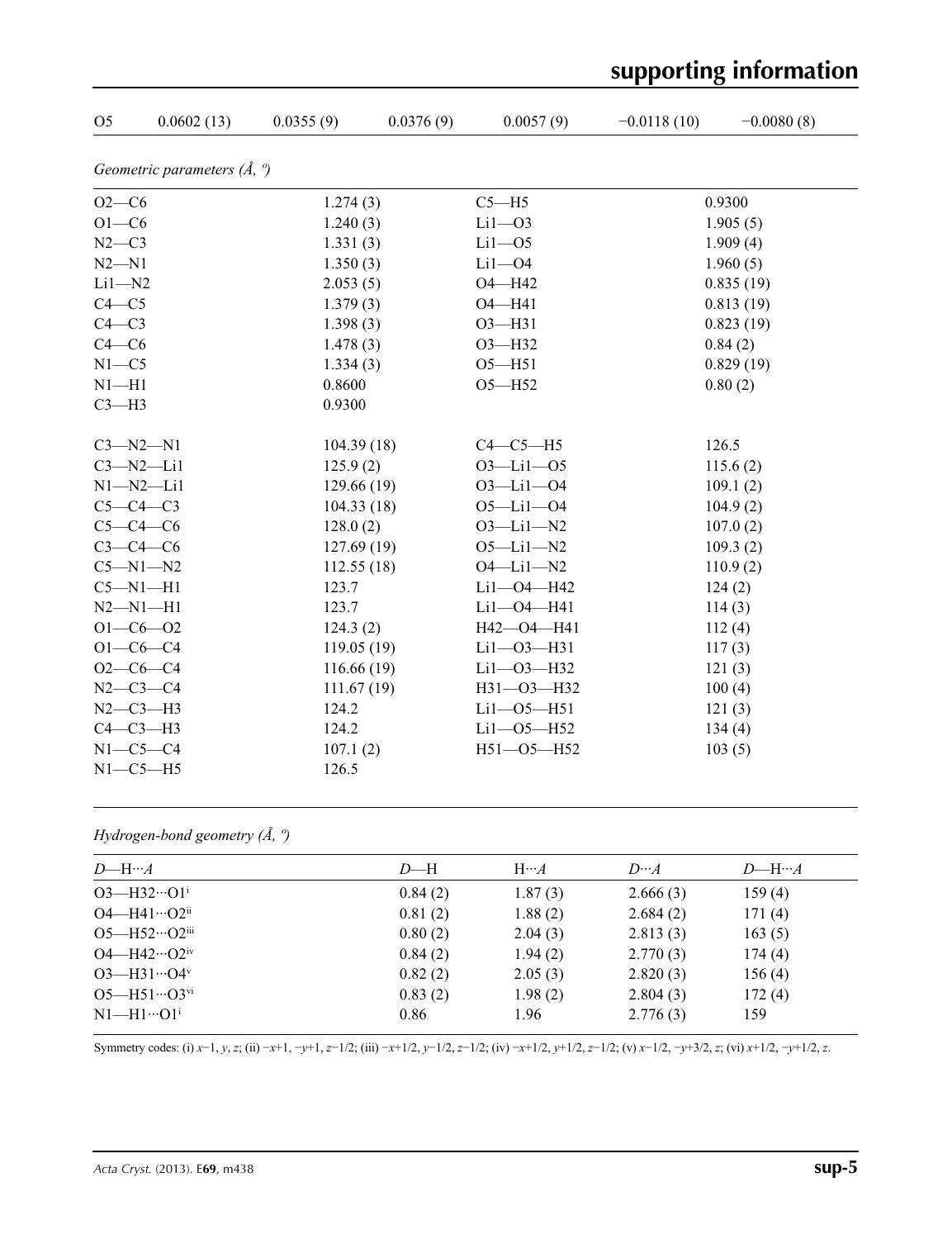| | | | | | | |
|---|---|---|---|---|---|---|
| O5 | 0.0602 (13) | 0.0355 (9) | 0.0376 (9) | 0.0057 (9) | −0.0118 (10) | −0.0080 (8) |

*Geometric parameters (Å, º)*

| | | | |
|---|---|---|---|
| O2—C6 | 1.274 (3) | C5—H5 | 0.9300 |
| O1—C6 | 1.240 (3) | Li1—O3 | 1.905 (5) |
| N2—C3 | 1.331 (3) | Li1—O5 | 1.909 (4) |
| N2—N1 | 1.350 (3) | Li1—O4 | 1.960 (5) |
| Li1—N2 | 2.053 (5) | O4—H42 | 0.835 (19) |
| C4—C5 | 1.379 (3) | O4—H41 | 0.813 (19) |
| C4—C3 | 1.398 (3) | O3—H31 | 0.823 (19) |
| C4—C6 | 1.478 (3) | O3—H32 | 0.84 (2) |
| N1—C5 | 1.334 (3) | O5—H51 | 0.829 (19) |
| N1—H1 | 0.8600 | O5—H52 | 0.80 (2) |
| C3—H3 | 0.9300 | | |
| | | | |
| C3—N2—N1 | 104.39 (18) | C4—C5—H5 | 126.5 |
| C3—N2—Li1 | 125.9 (2) | O3—Li1—O5 | 115.6 (2) |
| N1—N2—Li1 | 129.66 (19) | O3—Li1—O4 | 109.1 (2) |
| C5—C4—C3 | 104.33 (18) | O5—Li1—O4 | 104.9 (2) |
| C5—C4—C6 | 128.0 (2) | O3—Li1—N2 | 107.0 (2) |
| C3—C4—C6 | 127.69 (19) | O5—Li1—N2 | 109.3 (2) |
| C5—N1—N2 | 112.55 (18) | O4—Li1—N2 | 110.9 (2) |
| C5—N1—H1 | 123.7 | Li1—O4—H42 | 124 (2) |
| N2—N1—H1 | 123.7 | Li1—O4—H41 | 114 (3) |
| O1—C6—O2 | 124.3 (2) | H42—O4—H41 | 112 (4) |
| O1—C6—C4 | 119.05 (19) | Li1—O3—H31 | 117 (3) |
| O2—C6—C4 | 116.66 (19) | Li1—O3—H32 | 121 (3) |
| N2—C3—C4 | 111.67 (19) | H31—O3—H32 | 100 (4) |
| N2—C3—H3 | 124.2 | Li1—O5—H51 | 121 (3) |
| C4—C3—H3 | 124.2 | Li1—O5—H52 | 134 (4) |
| N1—C5—C4 | 107.1 (2) | H51—O5—H52 | 103 (5) |
| N1—C5—H5 | 126.5 | | |

*Hydrogen-bond geometry (Å, º)*

| *D*—H···*A* | *D*—H | H···*A* | *D*···*A* | *D*—H···*A* |
|---|---|---|---|---|
| O3—H32···O1[i] | 0.84 (2) | 1.87 (3) | 2.666 (3) | 159 (4) |
| O4—H41···O2[ii] | 0.81 (2) | 1.88 (2) | 2.684 (2) | 171 (4) |
| O5—H52···O2[iii] | 0.80 (2) | 2.04 (3) | 2.813 (3) | 163 (5) |
| O4—H42···O2[iv] | 0.84 (2) | 1.94 (2) | 2.770 (3) | 174 (4) |
| O3—H31···O4[v] | 0.82 (2) | 2.05 (3) | 2.820 (3) | 156 (4) |
| O5—H51···O3[vi] | 0.83 (2) | 1.98 (2) | 2.804 (3) | 172 (4) |
| N1—H1···O1[i] | 0.86 | 1.96 | 2.776 (3) | 159 |

Symmetry codes: (i) $x-1, y, z$; (ii) $-x+1, -y+1, z-1/2$; (iii) $-x+1/2, y-1/2, z-1/2$; (iv) $-x+1/2, y+1/2, z-1/2$; (v) $x-1/2, -y+3/2, z$; (vi) $x+1/2, -y+1/2, z$.